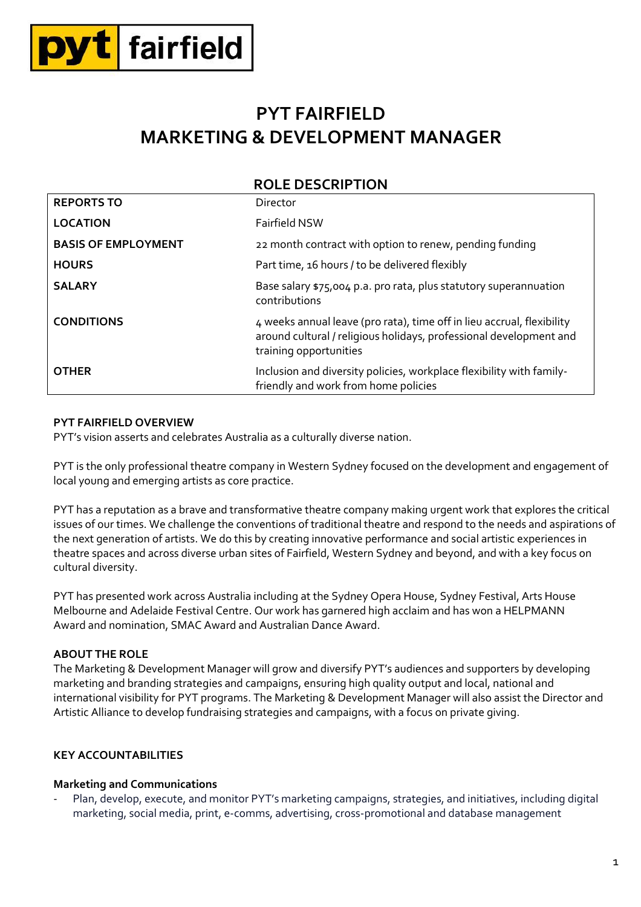# PYT FAIRFIELD
# MARKETING & DEVELOPMENT MANAGER

## ROLE DESCRIPTION

| | |
|---|---|
| **REPORTS TO** | Director |
| **LOCATION** | Fairfield NSW |
| **BASIS OF EMPLOYMENT** | 22 month contract with option to renew, pending funding |
| **HOURS** | Part time, 16 hours / to be delivered flexibly |
| **SALARY** | Base salary $75,004 p.a. pro rata, plus statutory superannuation contributions |
| **CONDITIONS** | 4 weeks annual leave (pro rata), time off in lieu accrual, flexibility around cultural / religious holidays, professional development and training opportunities |
| **OTHER** | Inclusion and diversity policies, workplace flexibility with family-friendly and work from home policies |

**PYT FAIRFIELD OVERVIEW**

PYT's vision asserts and celebrates Australia as a culturally diverse nation.

PYT is the only professional theatre company in Western Sydney focused on the development and engagement of local young and emerging artists as core practice.

PYT has a reputation as a brave and transformative theatre company making urgent work that explores the critical issues of our times. We challenge the conventions of traditional theatre and respond to the needs and aspirations of the next generation of artists. We do this by creating innovative performance and social artistic experiences in theatre spaces and across diverse urban sites of Fairfield, Western Sydney and beyond, and with a key focus on cultural diversity.

PYT has presented work across Australia including at the Sydney Opera House, Sydney Festival, Arts House Melbourne and Adelaide Festival Centre. Our work has garnered high acclaim and has won a HELPMANN Award and nomination, SMAC Award and Australian Dance Award.

**ABOUT THE ROLE**

The Marketing & Development Manager will grow and diversify PYT's audiences and supporters by developing marketing and branding strategies and campaigns, ensuring high quality output and local, national and international visibility for PYT programs. The Marketing & Development Manager will also assist the Director and Artistic Alliance to develop fundraising strategies and campaigns, with a focus on private giving.

**KEY ACCOUNTABILITIES**

**Marketing and Communications**

- Plan, develop, execute, and monitor PYT's marketing campaigns, strategies, and initiatives, including digital marketing, social media, print, e-comms, advertising, cross-promotional and database management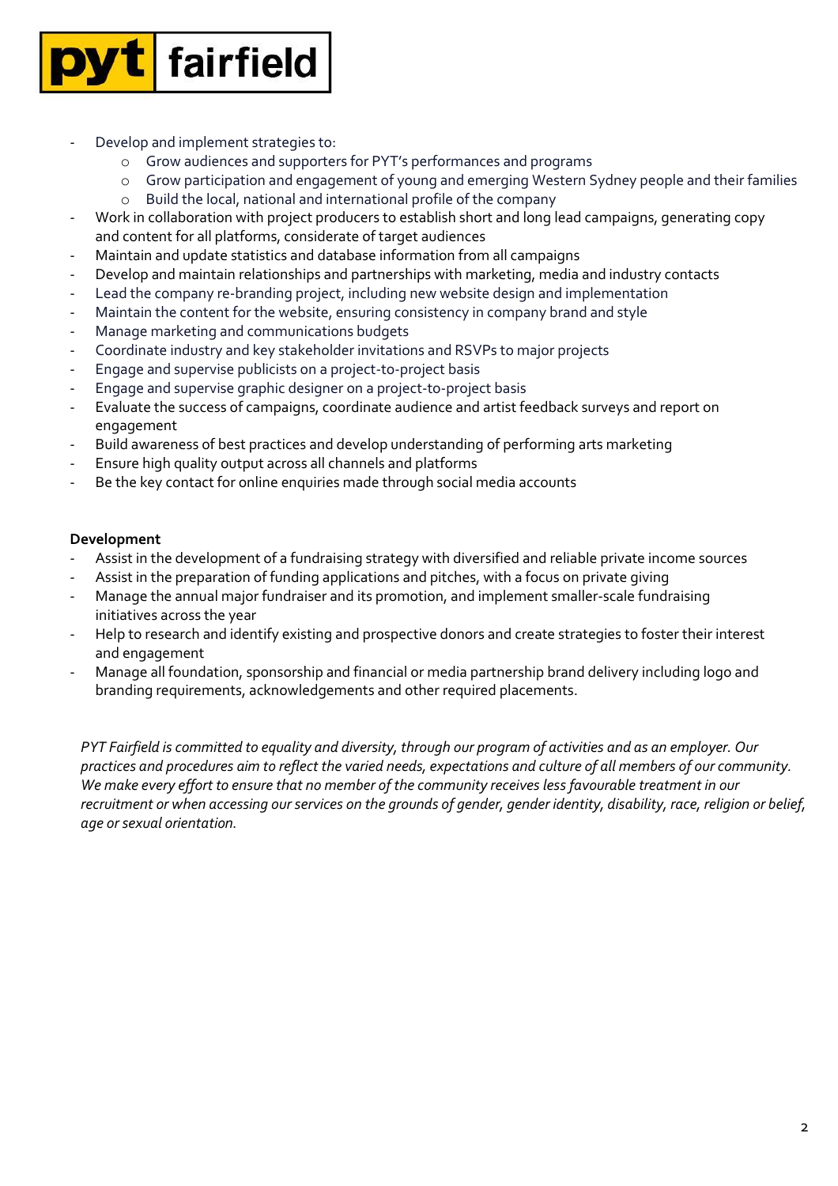- Develop and implement strategies to:
  - Grow audiences and supporters for PYT's performances and programs
  - Grow participation and engagement of young and emerging Western Sydney people and their families
  - Build the local, national and international profile of the company
- Work in collaboration with project producers to establish short and long lead campaigns, generating copy and content for all platforms, considerate of target audiences
- Maintain and update statistics and database information from all campaigns
- Develop and maintain relationships and partnerships with marketing, media and industry contacts
- Lead the company re-branding project, including new website design and implementation
- Maintain the content for the website, ensuring consistency in company brand and style
- Manage marketing and communications budgets
- Coordinate industry and key stakeholder invitations and RSVPs to major projects
- Engage and supervise publicists on a project-to-project basis
- Engage and supervise graphic designer on a project-to-project basis
- Evaluate the success of campaigns, coordinate audience and artist feedback surveys and report on engagement
- Build awareness of best practices and develop understanding of performing arts marketing
- Ensure high quality output across all channels and platforms
- Be the key contact for online enquiries made through social media accounts

**Development**

- Assist in the development of a fundraising strategy with diversified and reliable private income sources
- Assist in the preparation of funding applications and pitches, with a focus on private giving
- Manage the annual major fundraiser and its promotion, and implement smaller-scale fundraising initiatives across the year
- Help to research and identify existing and prospective donors and create strategies to foster their interest and engagement
- Manage all foundation, sponsorship and financial or media partnership brand delivery including logo and branding requirements, acknowledgements and other required placements.

*PYT Fairfield is committed to equality and diversity, through our program of activities and as an employer. Our practices and procedures aim to reflect the varied needs, expectations and culture of all members of our community. We make every effort to ensure that no member of the community receives less favourable treatment in our recruitment or when accessing our services on the grounds of gender, gender identity, disability, race, religion or belief, age or sexual orientation.*